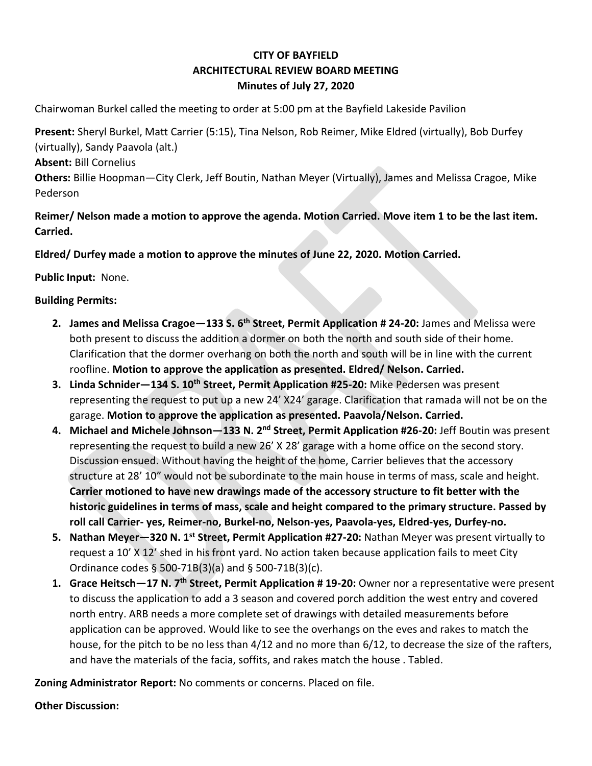# CITY OF BAYFIELD
## ARCHITECTURAL REVIEW BOARD MEETING
### Minutes of July 27, 2020

Chairwoman Burkel called the meeting to order at 5:00 pm at the Bayfield Lakeside Pavilion

**Present:** Sheryl Burkel, Matt Carrier (5:15), Tina Nelson, Rob Reimer, Mike Eldred (virtually), Bob Durfey (virtually), Sandy Paavola (alt.)

**Absent:** Bill Cornelius

**Others:** Billie Hoopman—City Clerk, Jeff Boutin, Nathan Meyer (Virtually), James and Melissa Cragoe, Mike Pederson

**Reimer/ Nelson made a motion to approve the agenda. Motion Carried. Move item 1 to be the last item. Carried.**

**Eldred/ Durfey made a motion to approve the minutes of June 22, 2020. Motion Carried.**

**Public Input:** None.

**Building Permits:**

2. **James and Melissa Cragoe—133 S. 6th Street, Permit Application # 24-20:** James and Melissa were both present to discuss the addition a dormer on both the north and south side of their home. Clarification that the dormer overhang on both the north and south will be in line with the current roofline. **Motion to approve the application as presented. Eldred/ Nelson. Carried.**
3. **Linda Schnider—134 S. 10th Street, Permit Application #25-20:** Mike Pedersen was present representing the request to put up a new 24' X24' garage. Clarification that ramada will not be on the garage. **Motion to approve the application as presented. Paavola/Nelson. Carried.**
4. **Michael and Michele Johnson—133 N. 2nd Street, Permit Application #26-20:** Jeff Boutin was present representing the request to build a new 26' X 28' garage with a home office on the second story. Discussion ensued. Without having the height of the home, Carrier believes that the accessory structure at 28' 10" would not be subordinate to the main house in terms of mass, scale and height. **Carrier motioned to have new drawings made of the accessory structure to fit better with the historic guidelines in terms of mass, scale and height compared to the primary structure. Passed by roll call Carrier- yes, Reimer-no, Burkel-no, Nelson-yes, Paavola-yes, Eldred-yes, Durfey-no.**
5. **Nathan Meyer—320 N. 1st Street, Permit Application #27-20:** Nathan Meyer was present virtually to request a 10' X 12' shed in his front yard. No action taken because application fails to meet City Ordinance codes § 500-71B(3)(a) and § 500-71B(3)(c).
1. **Grace Heitsch—17 N. 7th Street, Permit Application # 19-20:** Owner nor a representative were present to discuss the application to add a 3 season and covered porch addition the west entry and covered north entry. ARB needs a more complete set of drawings with detailed measurements before application can be approved. Would like to see the overhangs on the eves and rakes to match the house, for the pitch to be no less than 4/12 and no more than 6/12, to decrease the size of the rafters, and have the materials of the facia, soffits, and rakes match the house . Tabled.

**Zoning Administrator Report:** No comments or concerns. Placed on file.

**Other Discussion:**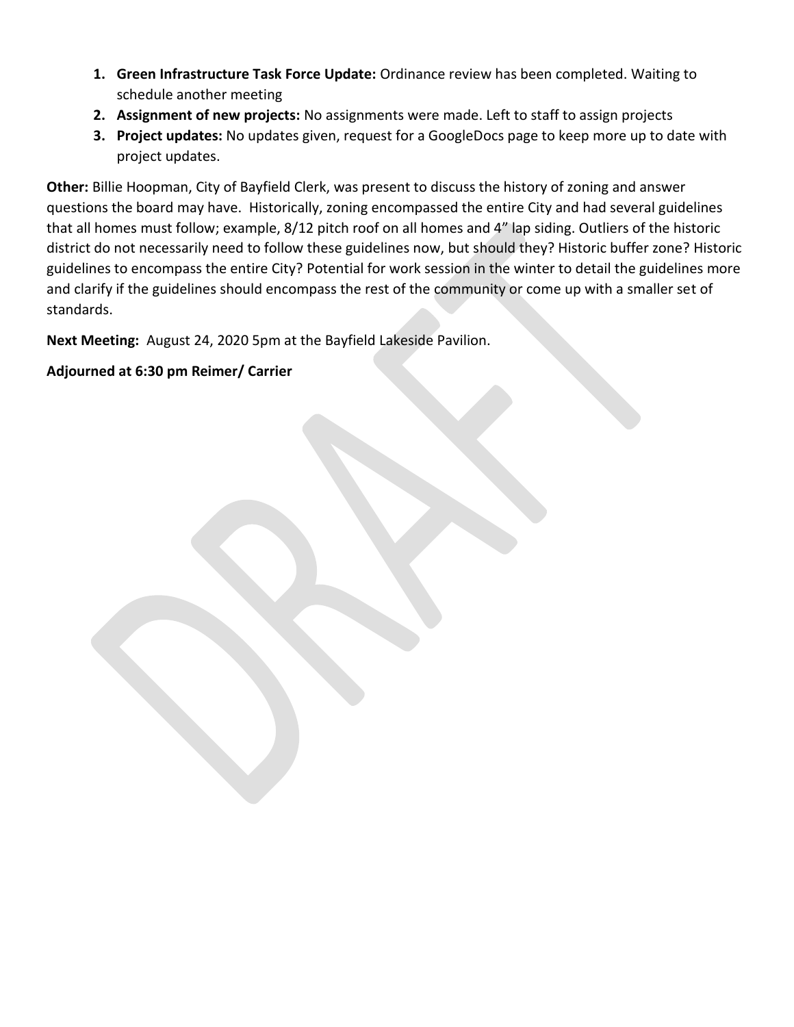1. **Green Infrastructure Task Force Update:** Ordinance review has been completed. Waiting to schedule another meeting
2. **Assignment of new projects:** No assignments were made. Left to staff to assign projects
3. **Project updates:** No updates given, request for a GoogleDocs page to keep more up to date with project updates.

**Other:** Billie Hoopman, City of Bayfield Clerk, was present to discuss the history of zoning and answer questions the board may have. Historically, zoning encompassed the entire City and had several guidelines that all homes must follow; example, 8/12 pitch roof on all homes and 4" lap siding. Outliers of the historic district do not necessarily need to follow these guidelines now, but should they? Historic buffer zone? Historic guidelines to encompass the entire City? Potential for work session in the winter to detail the guidelines more and clarify if the guidelines should encompass the rest of the community or come up with a smaller set of standards.

**Next Meeting:** August 24, 2020 5pm at the Bayfield Lakeside Pavilion.

**Adjourned at 6:30 pm Reimer/ Carrier**